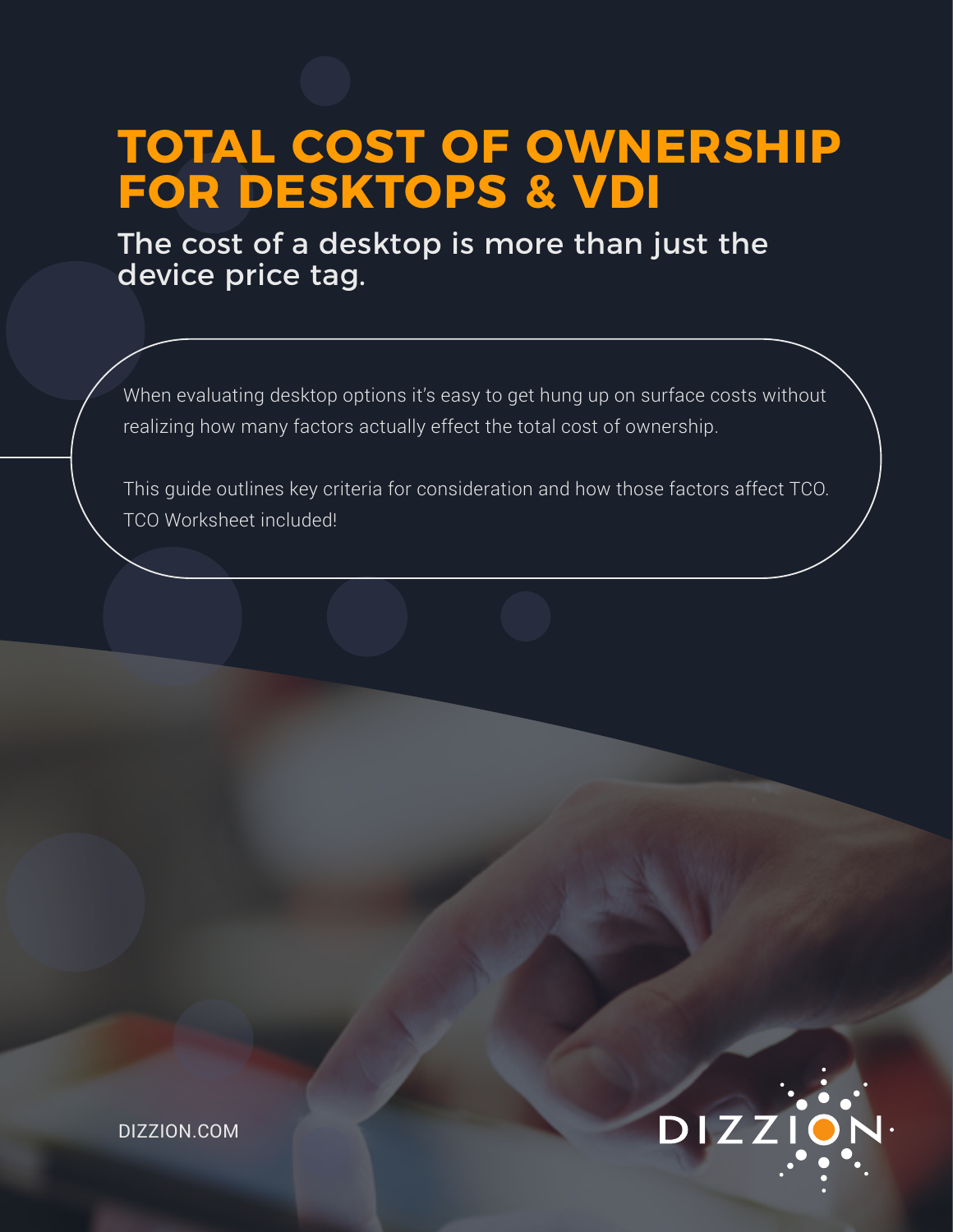# TOTAL COST OF OWNERSHIP FOR DESKTOPS & VDI

## The cost of a desktop is more than just the device price tag.

When evaluating desktop options it's easy to get hung up on surface costs without realizing how many factors actually effect the total cost of ownership.

This guide outlines key criteria for consideration and how those factors affect TCO. TCO Worksheet included!

DIZZION.COM

DIZZION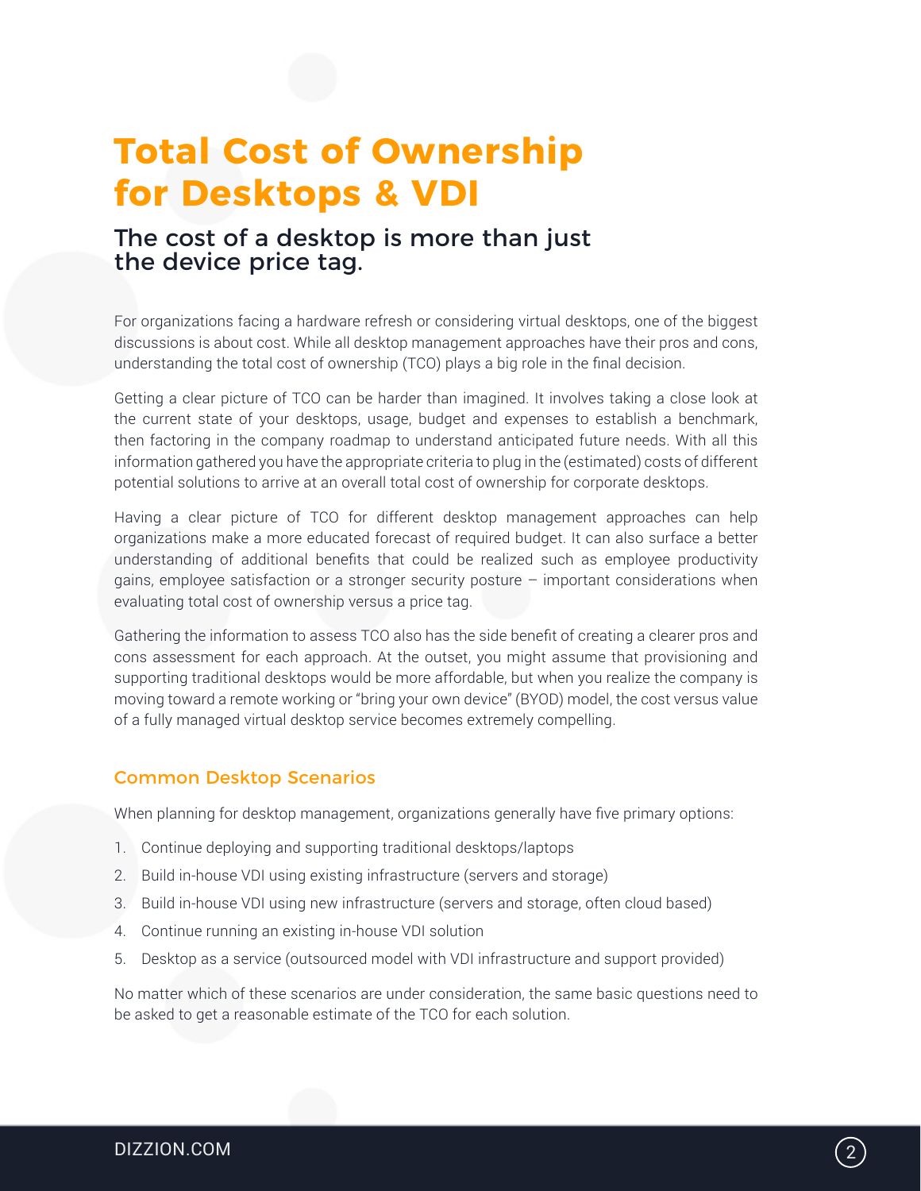# Total Cost of Ownership for Desktops & VDI

## The cost of a desktop is more than just the device price tag.

For organizations facing a hardware refresh or considering virtual desktops, one of the biggest discussions is about cost. While all desktop management approaches have their pros and cons, understanding the total cost of ownership (TCO) plays a big role in the final decision.

Getting a clear picture of TCO can be harder than imagined. It involves taking a close look at the current state of your desktops, usage, budget and expenses to establish a benchmark, then factoring in the company roadmap to understand anticipated future needs. With all this information gathered you have the appropriate criteria to plug in the (estimated) costs of different potential solutions to arrive at an overall total cost of ownership for corporate desktops.

Having a clear picture of TCO for different desktop management approaches can help organizations make a more educated forecast of required budget. It can also surface a better understanding of additional benefits that could be realized such as employee productivity gains, employee satisfaction or a stronger security posture – important considerations when evaluating total cost of ownership versus a price tag.

Gathering the information to assess TCO also has the side benefit of creating a clearer pros and cons assessment for each approach. At the outset, you might assume that provisioning and supporting traditional desktops would be more affordable, but when you realize the company is moving toward a remote working or "bring your own device" (BYOD) model, the cost versus value of a fully managed virtual desktop service becomes extremely compelling.

### Common Desktop Scenarios

When planning for desktop management, organizations generally have five primary options:

1. Continue deploying and supporting traditional desktops/laptops
2. Build in-house VDI using existing infrastructure (servers and storage)
3. Build in-house VDI using new infrastructure (servers and storage, often cloud based)
4. Continue running an existing in-house VDI solution
5. Desktop as a service (outsourced model with VDI infrastructure and support provided)

No matter which of these scenarios are under consideration, the same basic questions need to be asked to get a reasonable estimate of the TCO for each solution.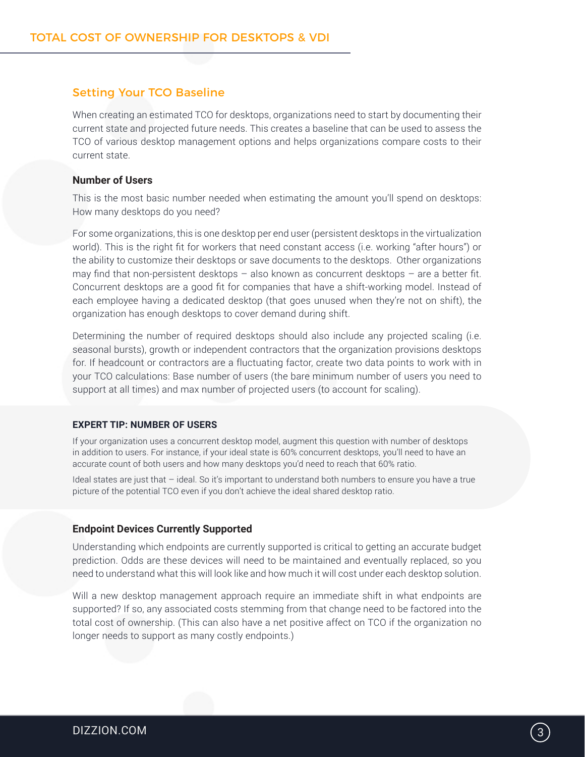## Setting Your TCO Baseline

When creating an estimated TCO for desktops, organizations need to start by documenting their current state and projected future needs. This creates a baseline that can be used to assess the TCO of various desktop management options and helps organizations compare costs to their current state.

### Number of Users

This is the most basic number needed when estimating the amount you'll spend on desktops: How many desktops do you need?

For some organizations, this is one desktop per end user (persistent desktops in the virtualization world). This is the right fit for workers that need constant access (i.e. working "after hours") or the ability to customize their desktops or save documents to the desktops. Other organizations may find that non-persistent desktops – also known as concurrent desktops – are a better fit. Concurrent desktops are a good fit for companies that have a shift-working model. Instead of each employee having a dedicated desktop (that goes unused when they're not on shift), the organization has enough desktops to cover demand during shift.

Determining the number of required desktops should also include any projected scaling (i.e. seasonal bursts), growth or independent contractors that the organization provisions desktops for. If headcount or contractors are a fluctuating factor, create two data points to work with in your TCO calculations: Base number of users (the bare minimum number of users you need to support at all times) and max number of projected users (to account for scaling).

#### EXPERT TIP: NUMBER OF USERS

If your organization uses a concurrent desktop model, augment this question with number of desktops in addition to users. For instance, if your ideal state is 60% concurrent desktops, you'll need to have an accurate count of both users and how many desktops you'd need to reach that 60% ratio.

Ideal states are just that – ideal. So it's important to understand both numbers to ensure you have a true picture of the potential TCO even if you don't achieve the ideal shared desktop ratio.

### Endpoint Devices Currently Supported

Understanding which endpoints are currently supported is critical to getting an accurate budget prediction. Odds are these devices will need to be maintained and eventually replaced, so you need to understand what this will look like and how much it will cost under each desktop solution.

Will a new desktop management approach require an immediate shift in what endpoints are supported? If so, any associated costs stemming from that change need to be factored into the total cost of ownership. (This can also have a net positive affect on TCO if the organization no longer needs to support as many costly endpoints.)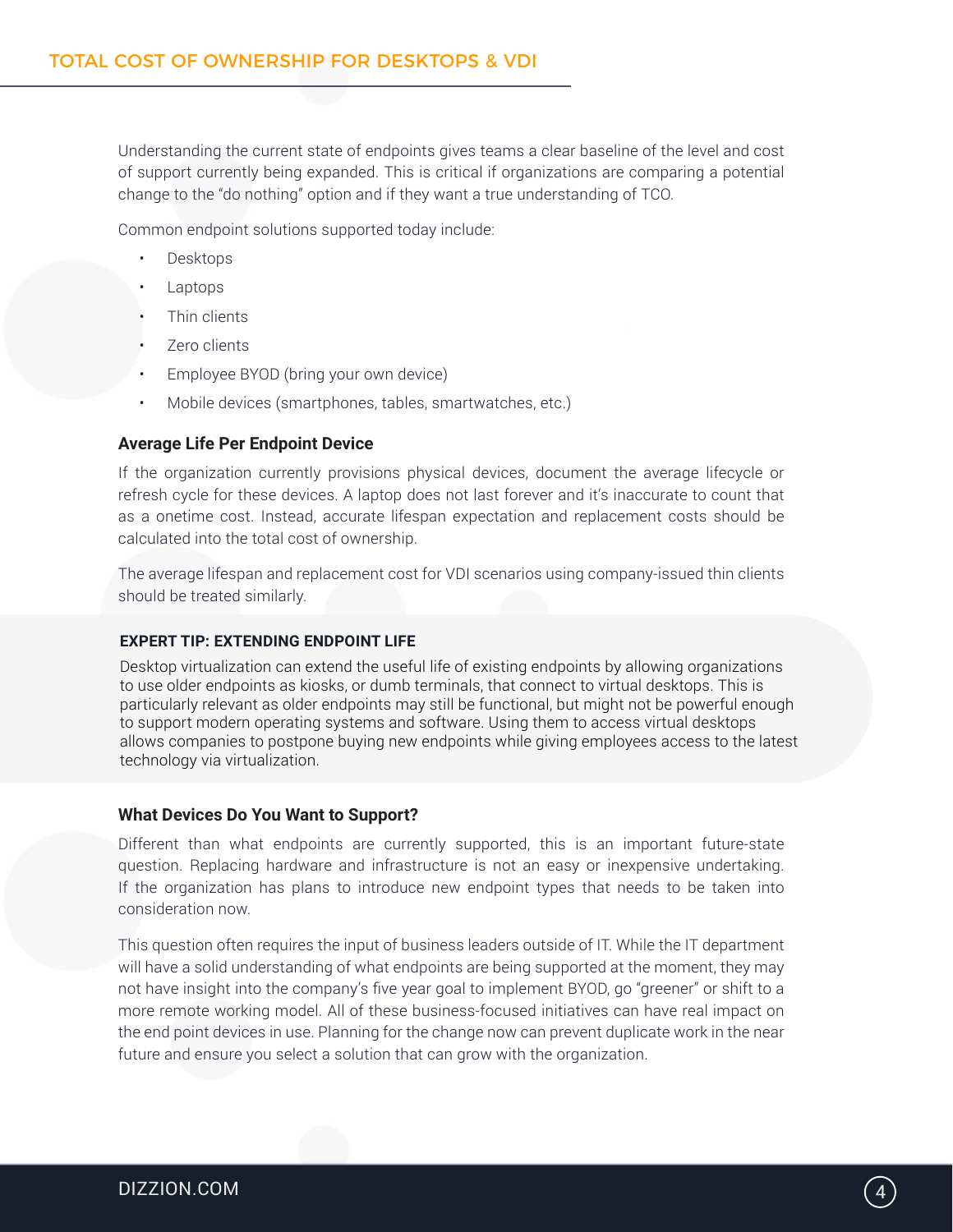Understanding the current state of endpoints gives teams a clear baseline of the level and cost of support currently being expanded. This is critical if organizations are comparing a potential change to the "do nothing" option and if they want a true understanding of TCO.

Common endpoint solutions supported today include:

- Desktops
- Laptops
- Thin clients
- Zero clients
- Employee BYOD (bring your own device)
- Mobile devices (smartphones, tables, smartwatches, etc.)

### Average Life Per Endpoint Device

If the organization currently provisions physical devices, document the average lifecycle or refresh cycle for these devices. A laptop does not last forever and it's inaccurate to count that as a onetime cost. Instead, accurate lifespan expectation and replacement costs should be calculated into the total cost of ownership.

The average lifespan and replacement cost for VDI scenarios using company-issued thin clients should be treated similarly.

**EXPERT TIP: EXTENDING ENDPOINT LIFE**

Desktop virtualization can extend the useful life of existing endpoints by allowing organizations to use older endpoints as kiosks, or dumb terminals, that connect to virtual desktops. This is particularly relevant as older endpoints may still be functional, but might not be powerful enough to support modern operating systems and software. Using them to access virtual desktops allows companies to postpone buying new endpoints while giving employees access to the latest technology via virtualization.

### What Devices Do You Want to Support?

Different than what endpoints are currently supported, this is an important future-state question. Replacing hardware and infrastructure is not an easy or inexpensive undertaking. If the organization has plans to introduce new endpoint types that needs to be taken into consideration now.

This question often requires the input of business leaders outside of IT. While the IT department will have a solid understanding of what endpoints are being supported at the moment, they may not have insight into the company's five year goal to implement BYOD, go "greener" or shift to a more remote working model. All of these business-focused initiatives can have real impact on the end point devices in use. Planning for the change now can prevent duplicate work in the near future and ensure you select a solution that can grow with the organization.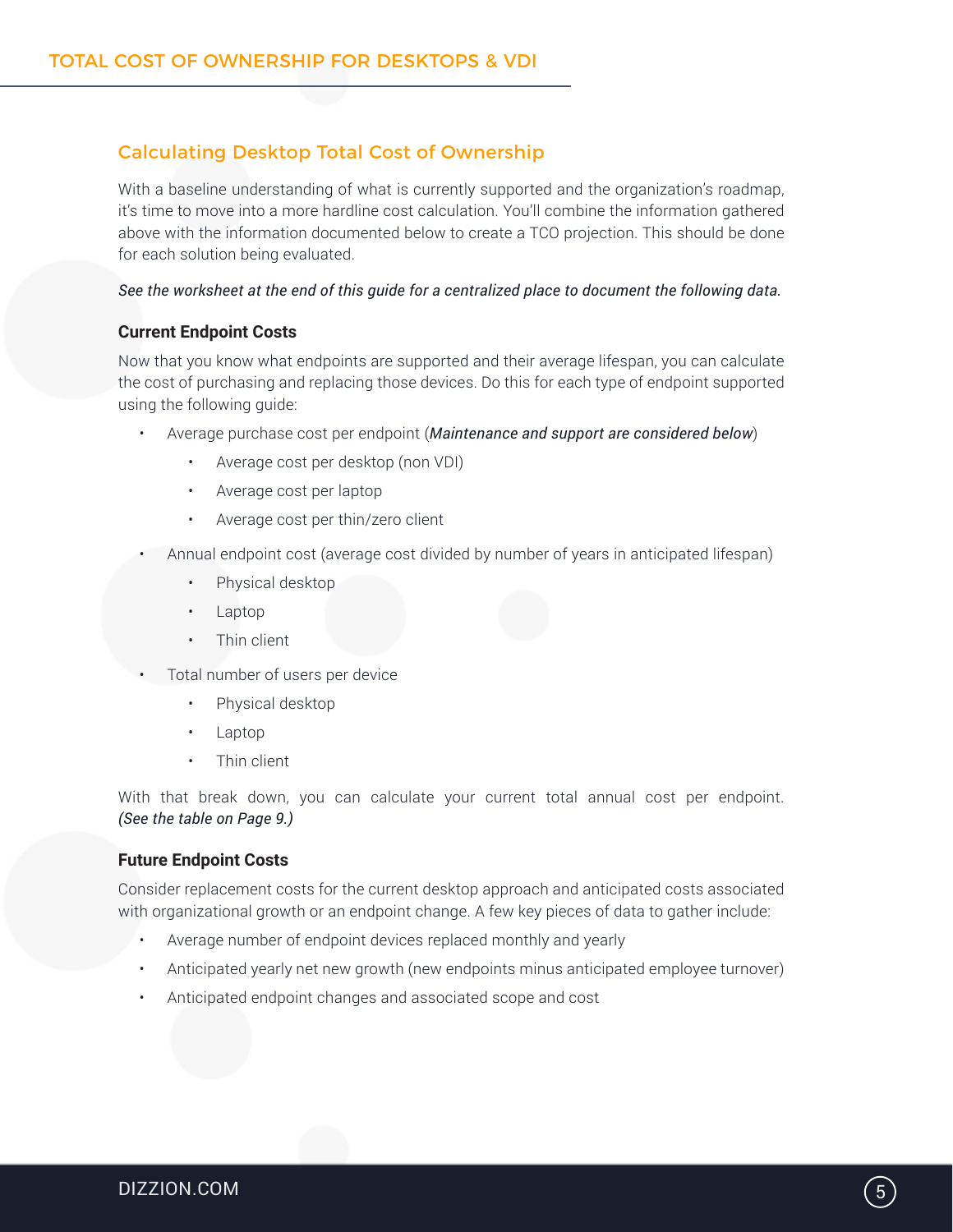## Calculating Desktop Total Cost of Ownership

With a baseline understanding of what is currently supported and the organization's roadmap, it's time to move into a more hardline cost calculation. You'll combine the information gathered above with the information documented below to create a TCO projection. This should be done for each solution being evaluated.

*See the worksheet at the end of this guide for a centralized place to document the following data.*

### Current Endpoint Costs

Now that you know what endpoints are supported and their average lifespan, you can calculate the cost of purchasing and replacing those devices. Do this for each type of endpoint supported using the following guide:

- Average purchase cost per endpoint (***Maintenance and support are considered below***)
  - Average cost per desktop (non VDI)
  - Average cost per laptop
  - Average cost per thin/zero client
- Annual endpoint cost (average cost divided by number of years in anticipated lifespan)
  - Physical desktop
  - Laptop
  - Thin client
- Total number of users per device
  - Physical desktop
  - Laptop
  - Thin client

With that break down, you can calculate your current total annual cost per endpoint. *(See the table on Page 9.)*

### Future Endpoint Costs

Consider replacement costs for the current desktop approach and anticipated costs associated with organizational growth or an endpoint change. A few key pieces of data to gather include:

- Average number of endpoint devices replaced monthly and yearly
- Anticipated yearly net new growth (new endpoints minus anticipated employee turnover)
- Anticipated endpoint changes and associated scope and cost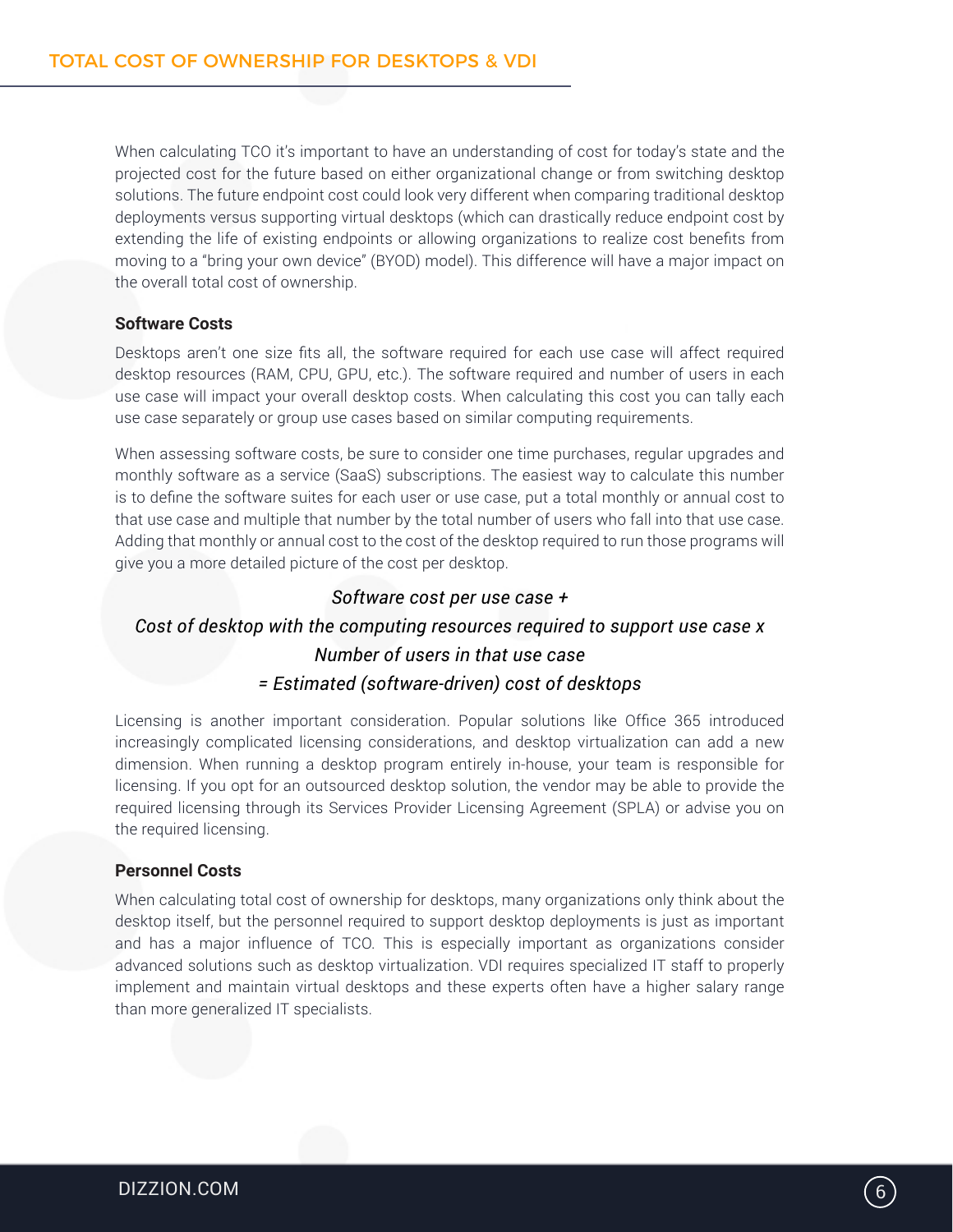When calculating TCO it's important to have an understanding of cost for today's state and the projected cost for the future based on either organizational change or from switching desktop solutions. The future endpoint cost could look very different when comparing traditional desktop deployments versus supporting virtual desktops (which can drastically reduce endpoint cost by extending the life of existing endpoints or allowing organizations to realize cost benefits from moving to a "bring your own device" (BYOD) model). This difference will have a major impact on the overall total cost of ownership.

**Software Costs**

Desktops aren't one size fits all, the software required for each use case will affect required desktop resources (RAM, CPU, GPU, etc.). The software required and number of users in each use case will impact your overall desktop costs. When calculating this cost you can tally each use case separately or group use cases based on similar computing requirements.

When assessing software costs, be sure to consider one time purchases, regular upgrades and monthly software as a service (SaaS) subscriptions. The easiest way to calculate this number is to define the software suites for each user or use case, put a total monthly or annual cost to that use case and multiple that number by the total number of users who fall into that use case. Adding that monthly or annual cost to the cost of the desktop required to run those programs will give you a more detailed picture of the cost per desktop.

*Software cost per use case +*
*Cost of desktop with the computing resources required to support use case x*
*Number of users in that use case*
*= Estimated (software-driven) cost of desktops*

Licensing is another important consideration. Popular solutions like Office 365 introduced increasingly complicated licensing considerations, and desktop virtualization can add a new dimension. When running a desktop program entirely in-house, your team is responsible for licensing. If you opt for an outsourced desktop solution, the vendor may be able to provide the required licensing through its Services Provider Licensing Agreement (SPLA) or advise you on the required licensing.

**Personnel Costs**

When calculating total cost of ownership for desktops, many organizations only think about the desktop itself, but the personnel required to support desktop deployments is just as important and has a major influence of TCO. This is especially important as organizations consider advanced solutions such as desktop virtualization. VDI requires specialized IT staff to properly implement and maintain virtual desktops and these experts often have a higher salary range than more generalized IT specialists.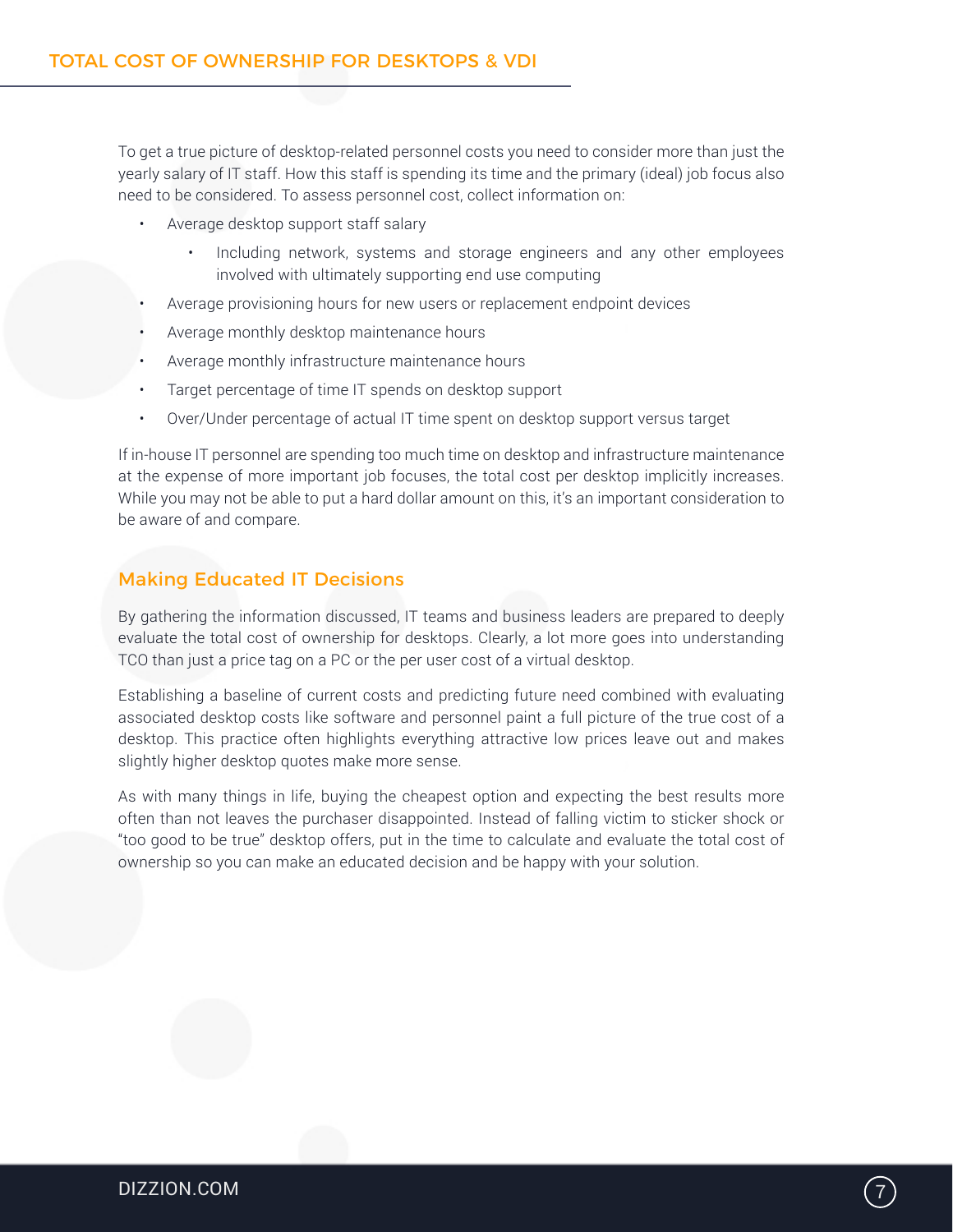To get a true picture of desktop-related personnel costs you need to consider more than just the yearly salary of IT staff. How this staff is spending its time and the primary (ideal) job focus also need to be considered. To assess personnel cost, collect information on:

- Average desktop support staff salary
    - Including network, systems and storage engineers and any other employees involved with ultimately supporting end use computing
- Average provisioning hours for new users or replacement endpoint devices
- Average monthly desktop maintenance hours
- Average monthly infrastructure maintenance hours
- Target percentage of time IT spends on desktop support
- Over/Under percentage of actual IT time spent on desktop support versus target

If in-house IT personnel are spending too much time on desktop and infrastructure maintenance at the expense of more important job focuses, the total cost per desktop implicitly increases. While you may not be able to put a hard dollar amount on this, it's an important consideration to be aware of and compare.

## Making Educated IT Decisions

By gathering the information discussed, IT teams and business leaders are prepared to deeply evaluate the total cost of ownership for desktops. Clearly, a lot more goes into understanding TCO than just a price tag on a PC or the per user cost of a virtual desktop.

Establishing a baseline of current costs and predicting future need combined with evaluating associated desktop costs like software and personnel paint a full picture of the true cost of a desktop. This practice often highlights everything attractive low prices leave out and makes slightly higher desktop quotes make more sense.

As with many things in life, buying the cheapest option and expecting the best results more often than not leaves the purchaser disappointed. Instead of falling victim to sticker shock or "too good to be true" desktop offers, put in the time to calculate and evaluate the total cost of ownership so you can make an educated decision and be happy with your solution.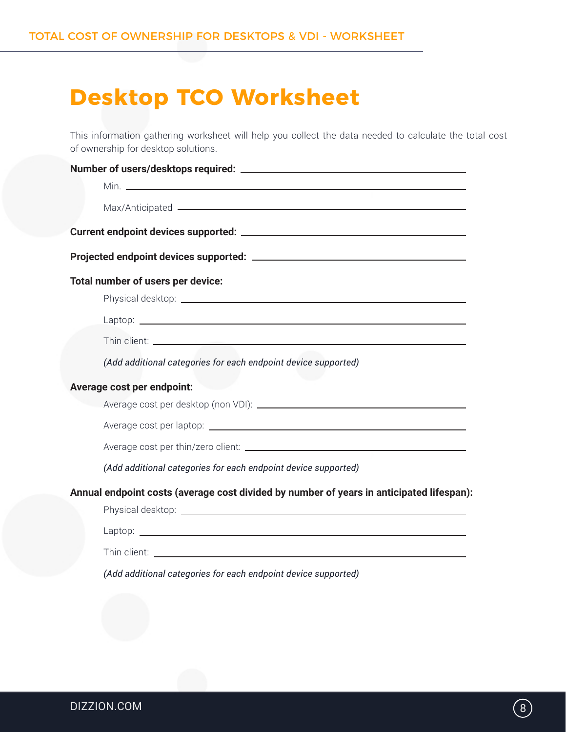# Desktop TCO Worksheet

This information gathering worksheet will help you collect the data needed to calculate the total cost of ownership for desktop solutions.

**Number of users/desktops required:** ______________________________

Min. ______________________________

Max/Anticipated ______________________________

**Current endpoint devices supported:** ______________________________

**Projected endpoint devices supported:** ______________________________

**Total number of users per device:**

Physical desktop: ______________________________

Laptop: ______________________________

Thin client: ______________________________

*(Add additional categories for each endpoint device supported)*

**Average cost per endpoint:**

Average cost per desktop (non VDI): ______________________________

Average cost per laptop: ______________________________

Average cost per thin/zero client: ______________________________

*(Add additional categories for each endpoint device supported)*

**Annual endpoint costs (average cost divided by number of years in anticipated lifespan):**

Physical desktop: ______________________________

Laptop: ______________________________

Thin client: ______________________________

*(Add additional categories for each endpoint device supported)*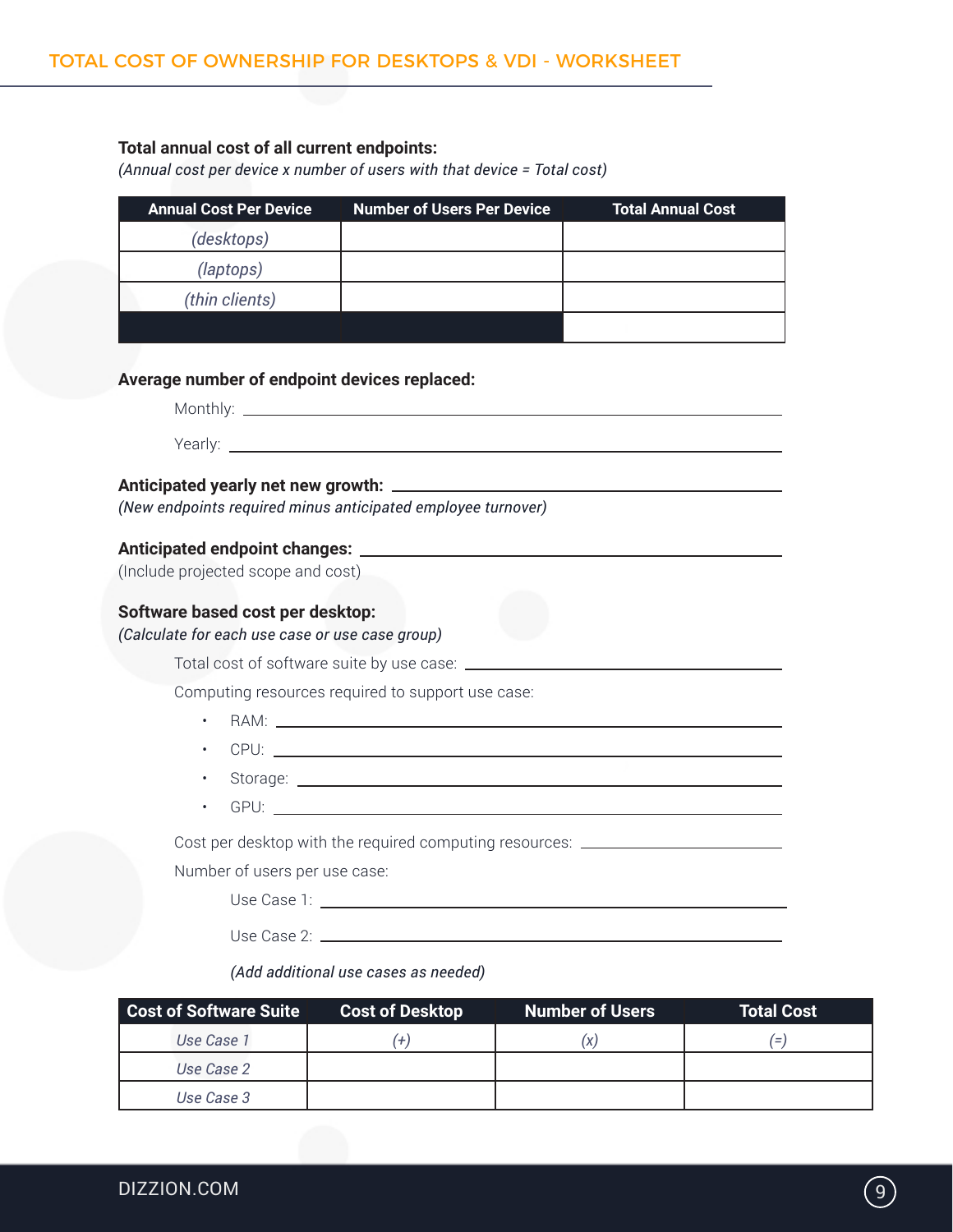**Total annual cost of all current endpoints:**
*(Annual cost per device x number of users with that device = Total cost)*

| Annual Cost Per Device | Number of Users Per Device | Total Annual Cost |
|---|---|---|
| *(desktops)* | | |
| *(laptops)* | | |
| *(thin clients)* | | |
| | | |

**Average number of endpoint devices replaced:**

Monthly: ______________________

Yearly: ______________________

**Anticipated yearly net new growth:** ______________________
*(New endpoints required minus anticipated employee turnover)*

**Anticipated endpoint changes:** ______________________
(Include projected scope and cost)

**Software based cost per desktop:**
*(Calculate for each use case or use case group)*

Total cost of software suite by use case: ______________________

Computing resources required to support use case:

- RAM: ______________________
- CPU: ______________________
- Storage: ______________________
- GPU: ______________________

Cost per desktop with the required computing resources: ______________________

Number of users per use case:

Use Case 1: ______________________

Use Case 2: ______________________

*(Add additional use cases as needed)*

| Cost of Software Suite | Cost of Desktop | Number of Users | Total Cost |
|---|---|---|---|
| *Use Case 1* | *(+)* | *(x)* | *(=)* |
| *Use Case 2* | | | |
| *Use Case 3* | | | |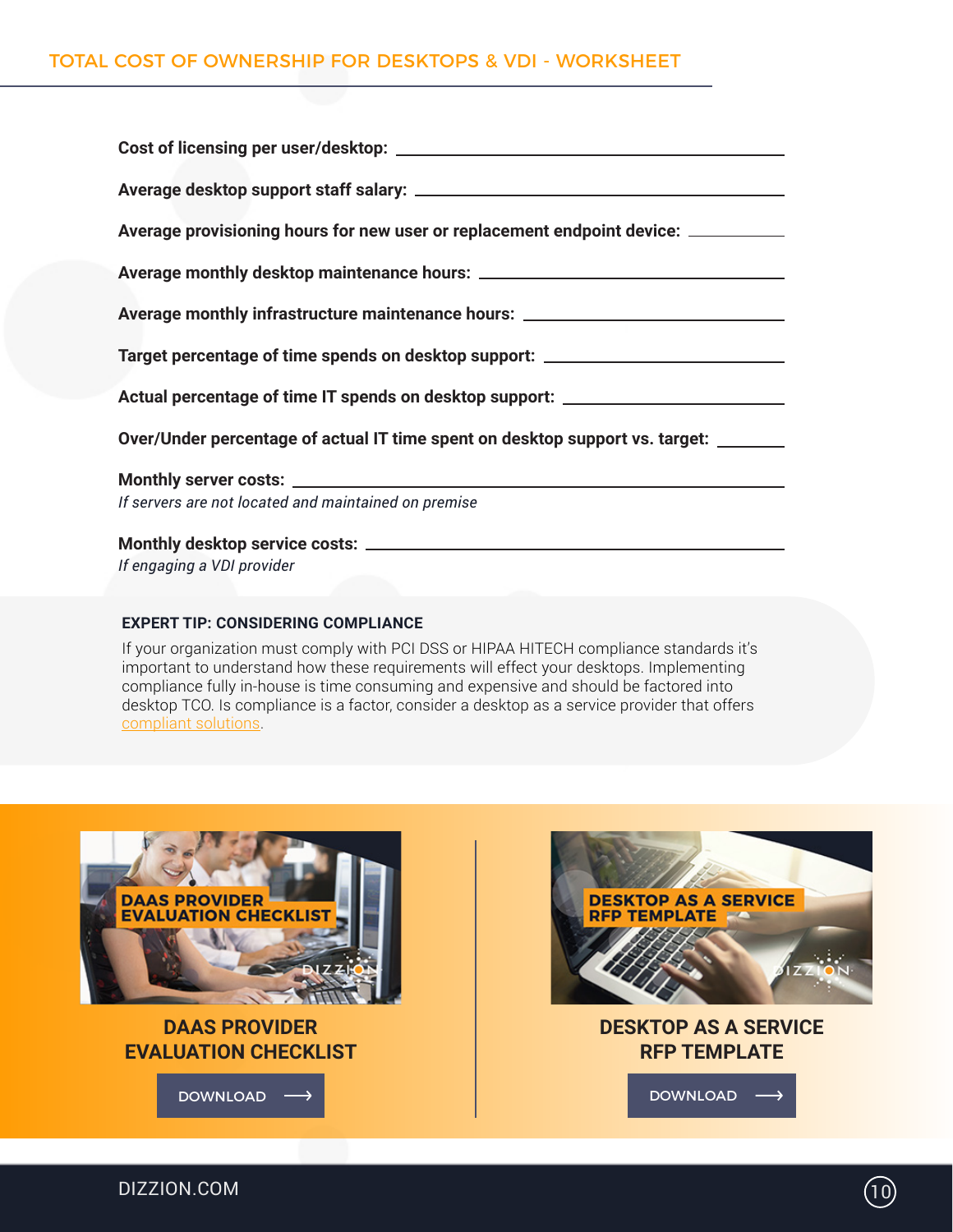**Cost of licensing per user/desktop:** ______________________________

**Average desktop support staff salary:** ______________________________

**Average provisioning hours for new user or replacement endpoint device:** __________

**Average monthly desktop maintenance hours:** ______________________________

**Average monthly infrastructure maintenance hours:** ______________________________

**Target percentage of time spends on desktop support:** ______________________________

**Actual percentage of time IT spends on desktop support:** ______________________________

**Over/Under percentage of actual IT time spent on desktop support vs. target:** __________

**Monthly server costs:** ______________________________

*If servers are not located and maintained on premise*

**Monthly desktop service costs:** ______________________________

*If engaging a VDI provider*

**EXPERT TIP: CONSIDERING COMPLIANCE**

If your organization must comply with PCI DSS or HIPAA HITECH compliance standards it's important to understand how these requirements will effect your desktops. Implementing compliance fully in-house is time consuming and expensive and should be factored into desktop TCO. Is compliance is a factor, consider a desktop as a service provider that offers compliant solutions.

**DAAS PROVIDER EVALUATION CHECKLIST**

DOWNLOAD ⟶

**DESKTOP AS A SERVICE RFP TEMPLATE**

DOWNLOAD ⟶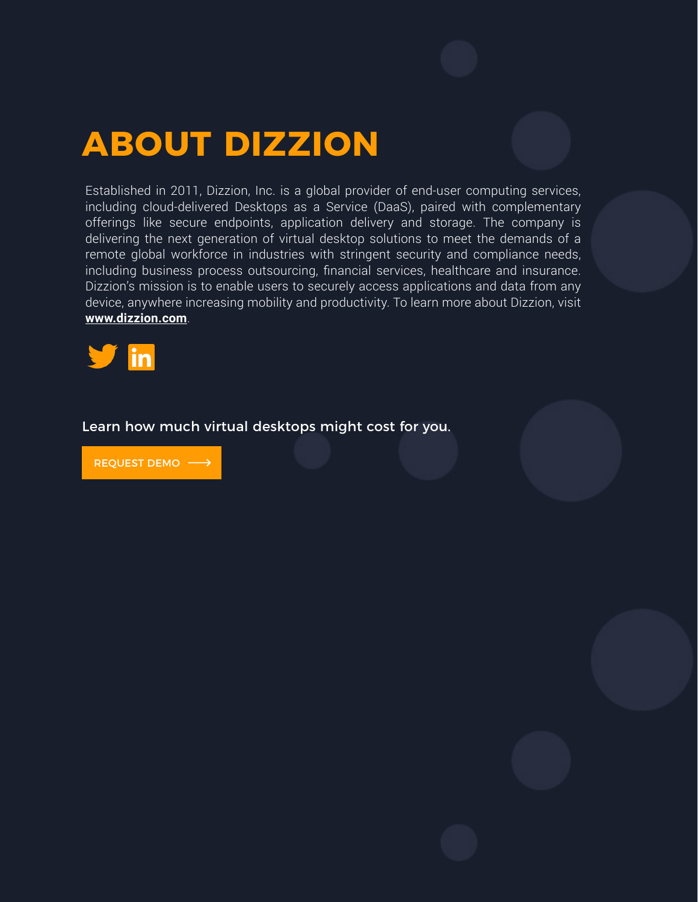# ABOUT DIZZION

Established in 2011, Dizzion, Inc. is a global provider of end-user computing services, including cloud-delivered Desktops as a Service (DaaS), paired with complementary offerings like secure endpoints, application delivery and storage. The company is delivering the next generation of virtual desktop solutions to meet the demands of a remote global workforce in industries with stringent security and compliance needs, including business process outsourcing, financial services, healthcare and insurance. Dizzion's mission is to enable users to securely access applications and data from any device, anywhere increasing mobility and productivity. To learn more about Dizzion, visit **www.dizzion.com**.

Learn how much virtual desktops might cost for you.

REQUEST DEMO ⟶